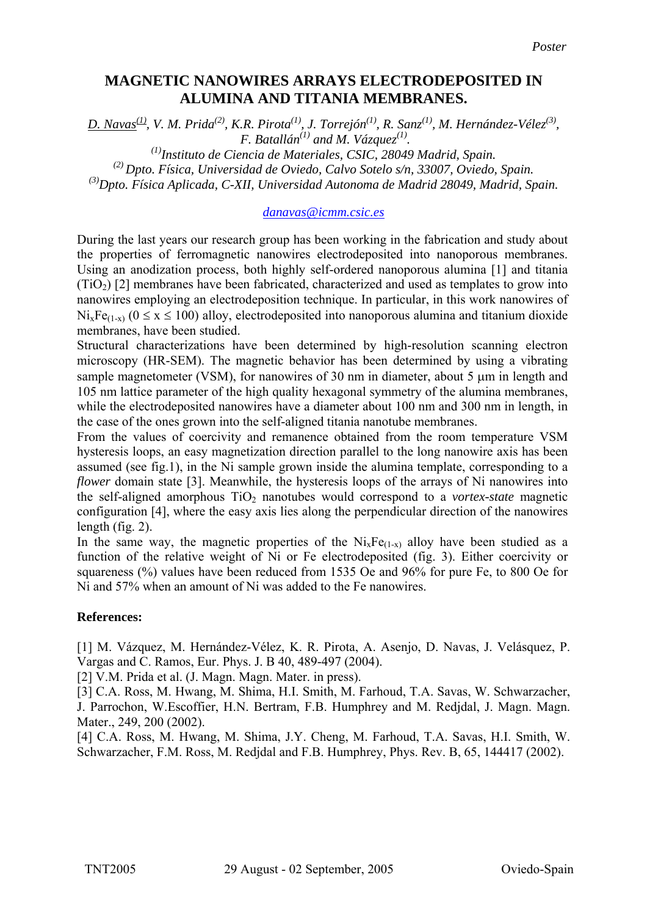Poster

# MAGNETIC NANOWIRES ARRAYS ELECTRODEPOSITED IN ALUMINA AND TITANIA MEMBRANES.

D. Navas[(1)], V. M. Prida[(2)], K.R. Pirota[(1)], J. Torrejón[(1)], R. Sanz[(1)], M. Hernández-Vélez[(3)], F. Batallán[(1)] and M. Vázquez[(1)].

*[(1)]Instituto de Ciencia de Materiales, CSIC, 28049 Madrid, Spain.*
*[(2)] Dpto. Física, Universidad de Oviedo, Calvo Sotelo s/n, 33007, Oviedo, Spain.*
*[(3)]Dpto. Física Aplicada, C-XII, Universidad Autonoma de Madrid 28049, Madrid, Spain.*

danavas@icmm.csic.es

During the last years our research group has been working in the fabrication and study about the properties of ferromagnetic nanowires electrodeposited into nanoporous membranes. Using an anodization process, both highly self-ordered nanoporous alumina [1] and titania ($TiO_2$) [2] membranes have been fabricated, characterized and used as templates to grow into nanowires employing an electrodeposition technique. In particular, in this work nanowires of $Ni_xFe_{(1-x)}$ ($0 \leq x \leq 100$) alloy, electrodeposited into nanoporous alumina and titanium dioxide membranes, have been studied.

Structural characterizations have been determined by high-resolution scanning electron microscopy (HR-SEM). The magnetic behavior has been determined by using a vibrating sample magnetometer (VSM), for nanowires of 30 nm in diameter, about 5 μm in length and 105 nm lattice parameter of the high quality hexagonal symmetry of the alumina membranes, while the electrodeposited nanowires have a diameter about 100 nm and 300 nm in length, in the case of the ones grown into the self-aligned titania nanotube membranes.

From the values of coercivity and remanence obtained from the room temperature VSM hysteresis loops, an easy magnetization direction parallel to the long nanowire axis has been assumed (see fig.1), in the Ni sample grown inside the alumina template, corresponding to a *flower* domain state [3]. Meanwhile, the hysteresis loops of the arrays of Ni nanowires into the self-aligned amorphous $TiO_2$ nanotubes would correspond to a *vortex-state* magnetic configuration [4], where the easy axis lies along the perpendicular direction of the nanowires length (fig. 2).

In the same way, the magnetic properties of the $Ni_xFe_{(1-x)}$ alloy have been studied as a function of the relative weight of Ni or Fe electrodeposited (fig. 3). Either coercivity or squareness (%) values have been reduced from 1535 Oe and 96% for pure Fe, to 800 Oe for Ni and 57% when an amount of Ni was added to the Fe nanowires.

**References:**

[1] M. Vázquez, M. Hernández-Vélez, K. R. Pirota, A. Asenjo, D. Navas, J. Velásquez, P. Vargas and C. Ramos, Eur. Phys. J. B 40, 489-497 (2004).

[2] V.M. Prida et al. (J. Magn. Magn. Mater. in press).

[3] C.A. Ross, M. Hwang, M. Shima, H.I. Smith, M. Farhoud, T.A. Savas, W. Schwarzacher, J. Parrochon, W.Escoffier, H.N. Bertram, F.B. Humphrey and M. Redjdal, J. Magn. Magn. Mater., 249, 200 (2002).

[4] C.A. Ross, M. Hwang, M. Shima, J.Y. Cheng, M. Farhoud, T.A. Savas, H.I. Smith, W. Schwarzacher, F.M. Ross, M. Redjdal and F.B. Humphrey, Phys. Rev. B, 65, 144417 (2002).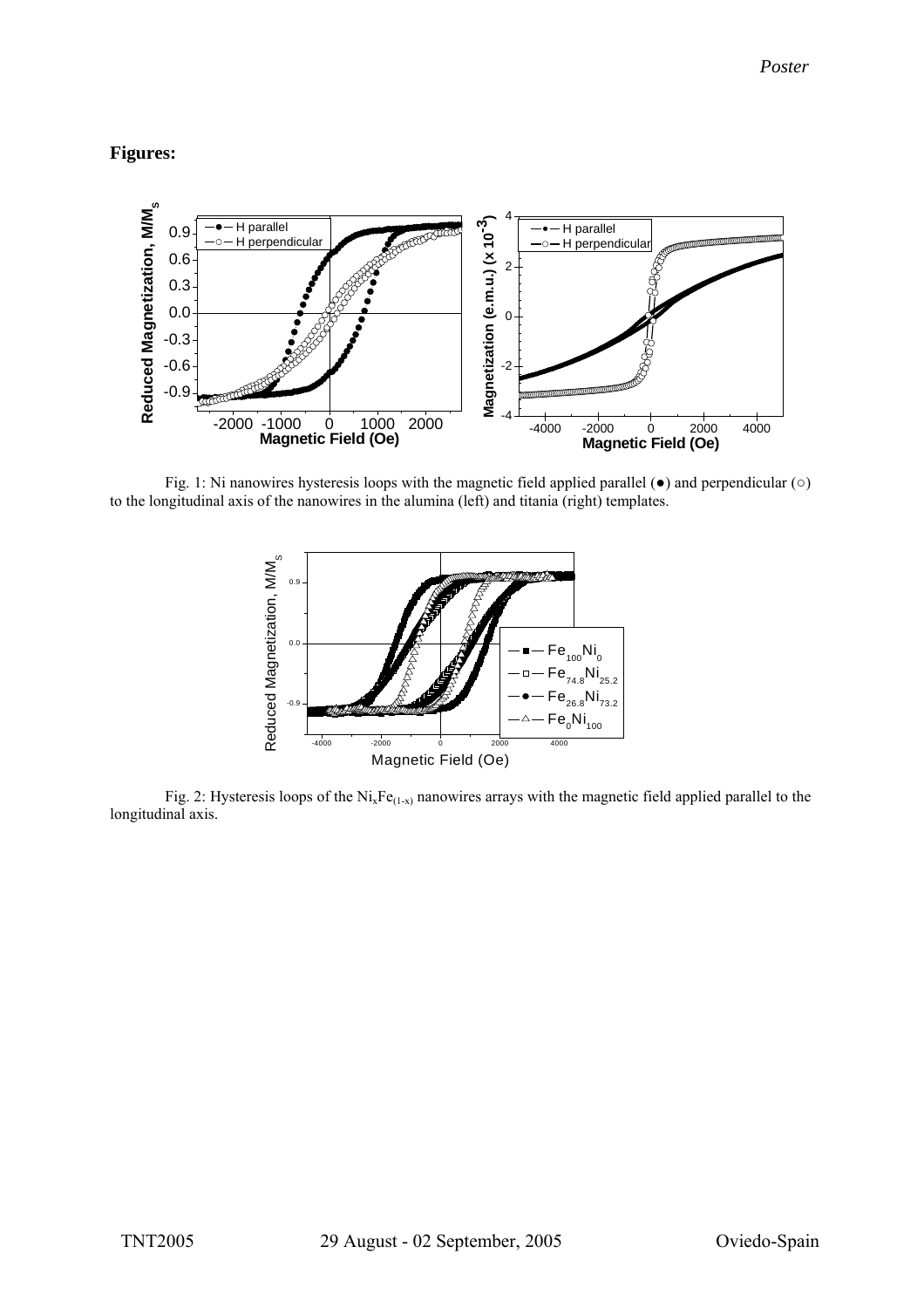**Figures:**

Reduced Magnetization, $M/M_S$

0.9
0.6
0.3
0.0
-0.3
-0.6
-0.9

-2000 -1000 0 1000 2000

Magnetic Field (Oe)

H parallel
H perpendicular

Magnetization (e.m.u.) (x $10^{-3}$)

4
2
0
-2
-4

-4000 -2000 0 2000 4000

Magnetic Field (Oe)

H parallel
H perpendicular

Fig. 1: Ni nanowires hysteresis loops with the magnetic field applied parallel (●) and perpendicular (○) to the longitudinal axis of the nanowires in the alumina (left) and titania (right) templates.

Reduced Magnetization, $M/M_S$

0.9
0.0
-0.9

-4000 -2000 0 2000 4000

Magnetic Field (Oe)

$Fe_{100}Ni_0$
$Fe_{74.8}Ni_{25.2}$
$Fe_{26.8}Ni_{73.2}$
$Fe_0Ni_{100}$

Fig. 2: Hysteresis loops of the $Ni_xFe_{(1-x)}$ nanowires arrays with the magnetic field applied parallel to the longitudinal axis.